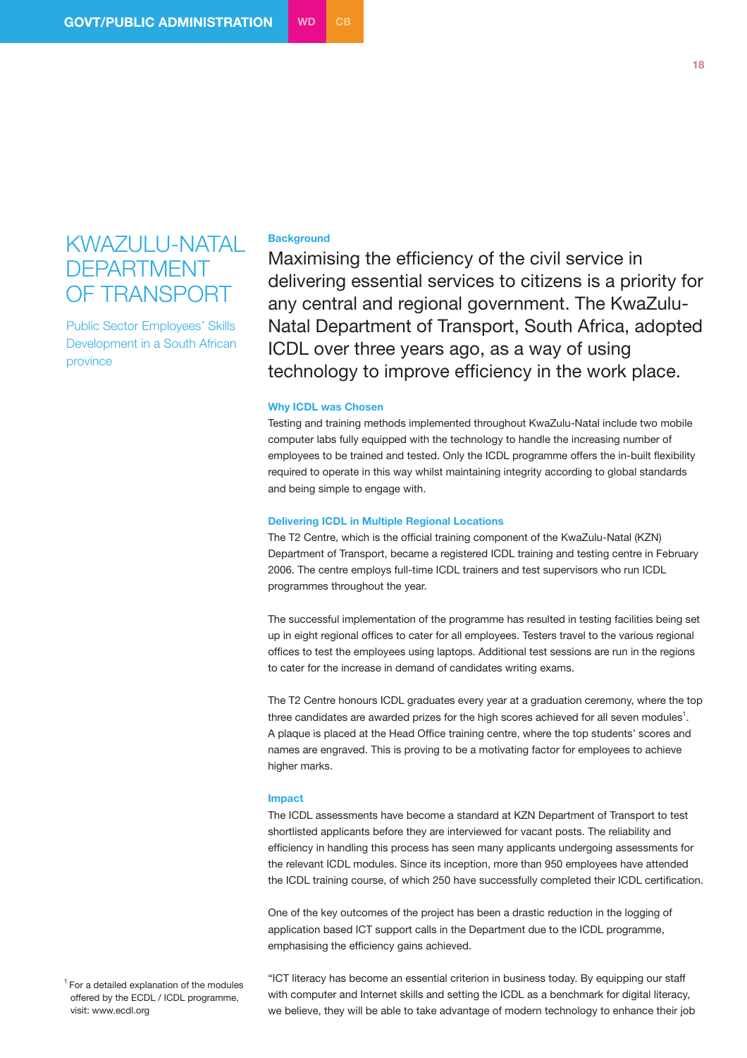# KWAZULU-NATAL DEPARTMENT OF TRANSPORT

Public Sector Employees' Skills Development in a South African province

### Background

Maximising the efficiency of the civil service in delivering essential services to citizens is a priority for any central and regional government. The KwaZulu-Natal Department of Transport, South Africa, adopted ICDL over three years ago, as a way of using technology to improve efficiency in the work place.

### Why ICDL was Chosen

Testing and training methods implemented throughout KwaZulu-Natal include two mobile computer labs fully equipped with the technology to handle the increasing number of employees to be trained and tested. Only the ICDL programme offers the in-built flexibility required to operate in this way whilst maintaining integrity according to global standards and being simple to engage with.

### Delivering ICDL in Multiple Regional Locations

The T2 Centre, which is the official training component of the KwaZulu-Natal (KZN) Department of Transport, became a registered ICDL training and testing centre in February 2006. The centre employs full-time ICDL trainers and test supervisors who run ICDL programmes throughout the year.

The successful implementation of the programme has resulted in testing facilities being set up in eight regional offices to cater for all employees. Testers travel to the various regional offices to test the employees using laptops. Additional test sessions are run in the regions to cater for the increase in demand of candidates writing exams.

The T2 Centre honours ICDL graduates every year at a graduation ceremony, where the top three candidates are awarded prizes for the high scores achieved for all seven modules[1]. A plaque is placed at the Head Office training centre, where the top students' scores and names are engraved. This is proving to be a motivating factor for employees to achieve higher marks.

### Impact

The ICDL assessments have become a standard at KZN Department of Transport to test shortlisted applicants before they are interviewed for vacant posts. The reliability and efficiency in handling this process has seen many applicants undergoing assessments for the relevant ICDL modules. Since its inception, more than 950 employees have attended the ICDL training course, of which 250 have successfully completed their ICDL certification.

One of the key outcomes of the project has been a drastic reduction in the logging of application based ICT support calls in the Department due to the ICDL programme, emphasising the efficiency gains achieved.

"ICT literacy has become an essential criterion in business today. By equipping our staff with computer and Internet skills and setting the ICDL as a benchmark for digital literacy, we believe, they will be able to take advantage of modern technology to enhance their job

[1] For a detailed explanation of the modules offered by the ECDL / ICDL programme, visit: www.ecdl.org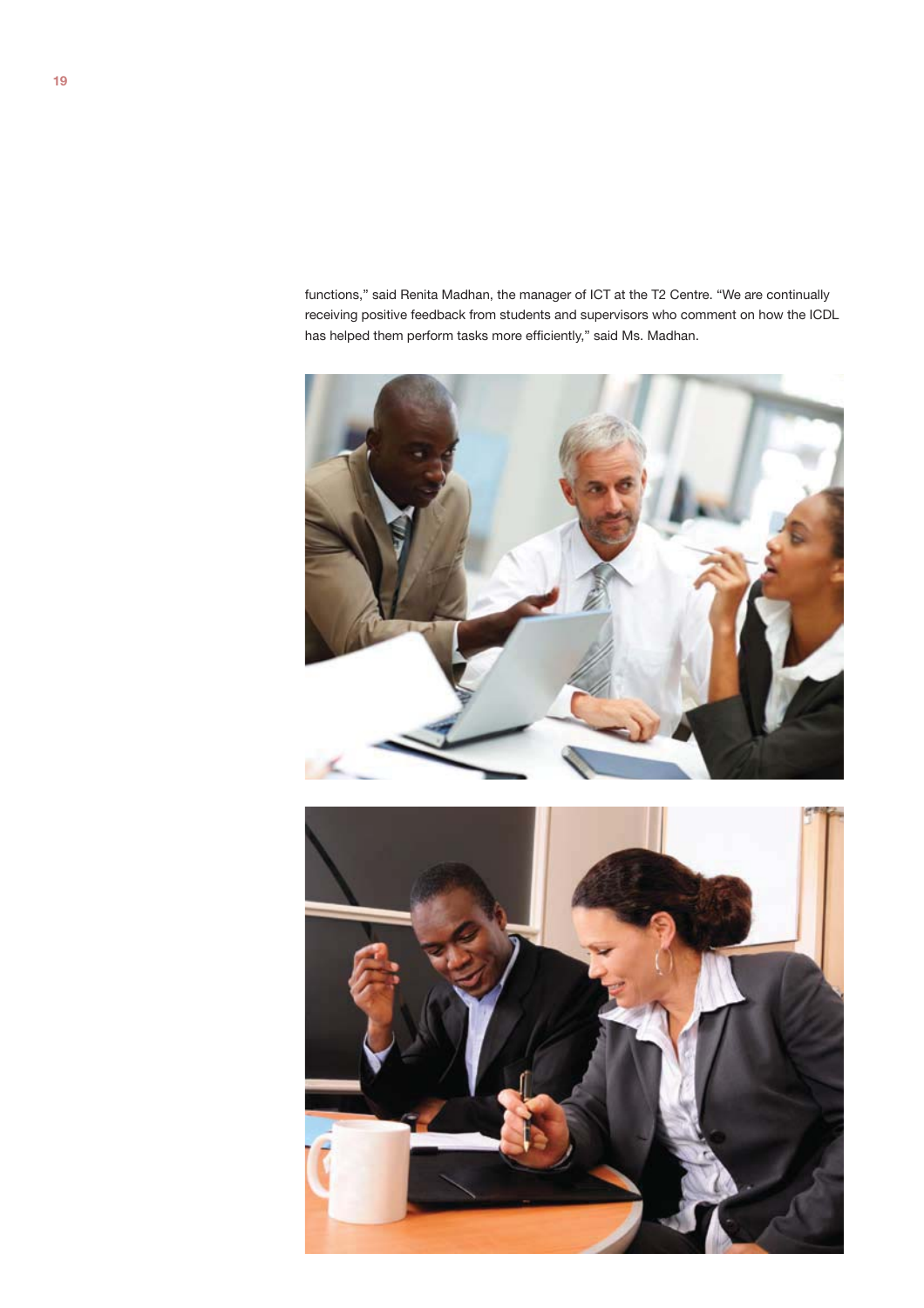functions," said Renita Madhan, the manager of ICT at the T2 Centre. "We are continually receiving positive feedback from students and supervisors who comment on how the ICDL has helped them perform tasks more efficiently," said Ms. Madhan.